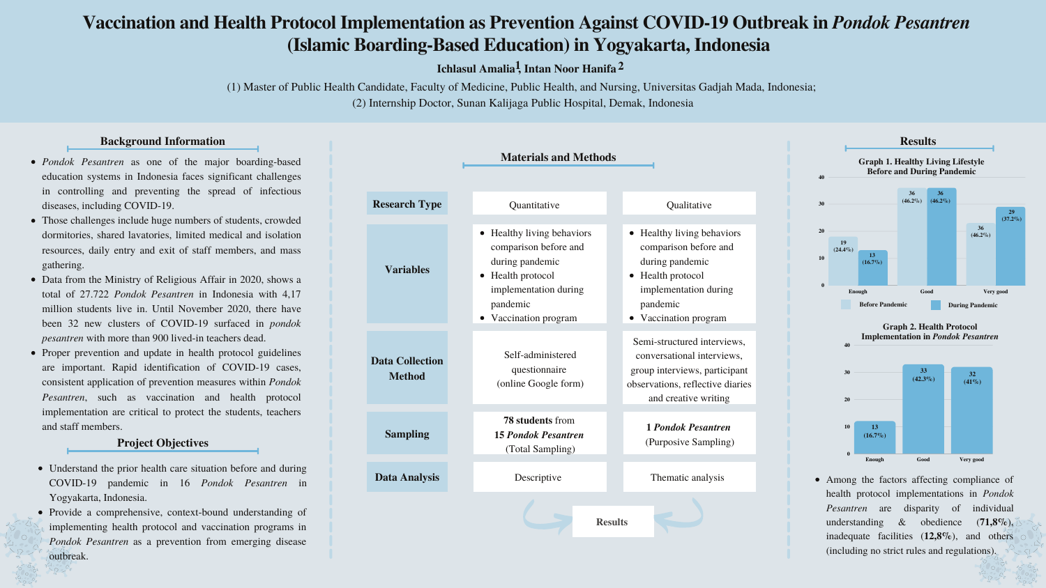# Vaccination and Health Protocol Implementation as Prevention Against COVID-19 Outbreak in *Pondok Pesantren* (Islamic Boarding-Based Education) in Yogyakarta, Indonesia

**Ichlasul Amalia[1], Intan Noor Hanifa[2]**

(1) Master of Public Health Candidate, Faculty of Medicine, Public Health, and Nursing, Universitas Gadjah Mada, Indonesia;
(2) Internship Doctor, Sunan Kalijaga Public Hospital, Demak, Indonesia

## Background Information

- *Pondok Pesantren* as one of the major boarding-based education systems in Indonesia faces significant challenges in controlling and preventing the spread of infectious diseases, including COVID-19.
- Those challenges include huge numbers of students, crowded dormitories, shared lavatories, limited medical and isolation resources, daily entry and exit of staff members, and mass gathering.
- Data from the Ministry of Religious Affair in 2020, shows a total of 27.722 *Pondok Pesantren* in Indonesia with 4,17 million students live in. Until November 2020, there have been 32 new clusters of COVID-19 surfaced in *pondok pesantren* with more than 900 lived-in teachers dead.
- Proper prevention and update in health protocol guidelines are important. Rapid identification of COVID-19 cases, consistent application of prevention measures within *Pondok Pesantren*, such as vaccination and health protocol implementation are critical to protect the students, teachers and staff members.

## Project Objectives

- Understand the prior health care situation before and during COVID-19 pandemic in 16 *Pondok Pesantren* in Yogyakarta, Indonesia.
- Provide a comprehensive, context-bound understanding of implementing health protocol and vaccination programs in *Pondok Pesantren* as a prevention from emerging disease outbreak.

## Materials and Methods

| | | |
|---|---|---|
| **Research Type** | Quantitative | Qualitative |
| **Variables** | • Healthy living behaviors comparison before and during pandemic<br>• Health protocol implementation during pandemic<br>• Vaccination program | • Healthy living behaviors comparison before and during pandemic<br>• Health protocol implementation during pandemic<br>• Vaccination program |
| **Data Collection Method** | Self-administered questionnaire (online Google form) | Semi-structured interviews, conversational interviews, group interviews, participant observations, reflective diaries and creative writing |
| **Sampling** | **78 students** from **15 *Pondok Pesantren*** (Total Sampling) | **1 *Pondok Pesantren*** (Purposive Sampling) |
| **Data Analysis** | Descriptive | Thematic analysis |

**Results**

## Results

**Graph 1. Healthy Living Lifestyle Before and During Pandemic**

| | Before Pandemic | During Pandemic |
|---|---|---|
| Enough | 19 (24.4%) | 13 (16.7%) |
| Good | 36 (46.2%) | 36 (46.2%) |
| Very good | 36 (46.2%) | 29 (37.2%) |

**Graph 2. Health Protocol Implementation in *Pondok Pesantren***

| | |
|---|---|
| Enough | 13 (16.7%) |
| Good | 33 (42.3%) |
| Very good | 32 (41%) |

- Among the factors affecting compliance of health protocol implementations in *Pondok Pesantren* are disparity of individual understanding & obedience (**71,8%**), inadequate facilities (**12,8%**), and others (including no strict rules and regulations).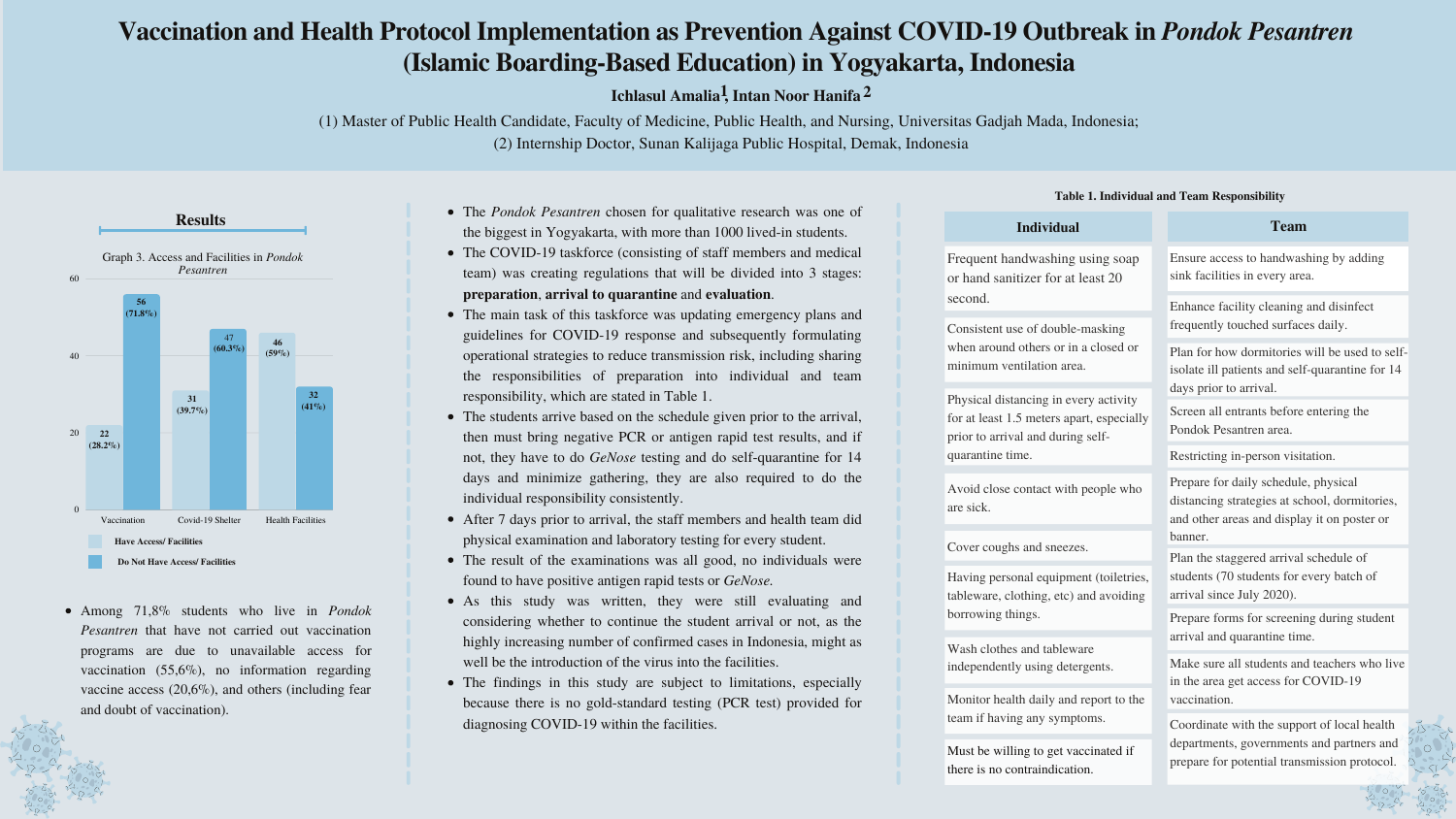# Vaccination and Health Protocol Implementation as Prevention Against COVID-19 Outbreak in *Pondok Pesantren* (Islamic Boarding-Based Education) in Yogyakarta, Indonesia

**Ichlasul Amalia[1], Intan Noor Hanifa[2]**

(1) Master of Public Health Candidate, Faculty of Medicine, Public Health, and Nursing, Universitas Gadjah Mada, Indonesia;
(2) Internship Doctor, Sunan Kalijaga Public Hospital, Demak, Indonesia

## Results

Graph 3. Access and Facilities in *Pondok Pesantren*

| | Have Access/ Facilities | Do Not Have Access/ Facilities |
|---|---|---|
| Vaccination | 22 (28.2%) | 56 (71.8%) |
| Covid-19 Shelter | 31 (39.7%) | 47 (60.3%) |
| Health Facilities | 46 (59%) | 32 (41%) |

- Among 71,8% students who live in *Pondok Pesantren* that have not carried out vaccination programs are due to unavailable access for vaccination (55,6%), no information regarding vaccine access (20,6%), and others (including fear and doubt of vaccination).

- The *Pondok Pesantren* chosen for qualitative research was one of the biggest in Yogyakarta, with more than 1000 lived-in students.
- The COVID-19 taskforce (consisting of staff members and medical team) was creating regulations that will be divided into 3 stages: **preparation**, **arrival to quarantine** and **evaluation**.
- The main task of this taskforce was updating emergency plans and guidelines for COVID-19 response and subsequently formulating operational strategies to reduce transmission risk, including sharing the responsibilities of preparation into individual and team responsibility, which are stated in Table 1.
- The students arrive based on the schedule given prior to the arrival, then must bring negative PCR or antigen rapid test results, and if not, they have to do *GeNose* testing and do self-quarantine for 14 days and minimize gathering, they are also required to do the individual responsibility consistently.
- After 7 days prior to arrival, the staff members and health team did physical examination and laboratory testing for every student.
- The result of the examinations was all good, no individuals were found to have positive antigen rapid tests or *GeNose.*
- As this study was written, they were still evaluating and considering whether to continue the student arrival or not, as the highly increasing number of confirmed cases in Indonesia, might as well be the introduction of the virus into the facilities.
- The findings in this study are subject to limitations, especially because there is no gold-standard testing (PCR test) provided for diagnosing COVID-19 within the facilities.

**Table 1. Individual and Team Responsibility**

| Individual | Team |
|---|---|
| Frequent handwashing using soap or hand sanitizer for at least 20 second. | Ensure access to handwashing by adding sink facilities in every area. |
| Consistent use of double-masking when around others or in a closed or minimum ventilation area. | Enhance facility cleaning and disinfect frequently touched surfaces daily. |
| Physical distancing in every activity for at least 1.5 meters apart, especially prior to arrival and during self-quarantine time. | Plan for how dormitories will be used to self-isolate ill patients and self-quarantine for 14 days prior to arrival. |
| Avoid close contact with people who are sick. | Screen all entrants before entering the Pondok Pesantren area. |
| Cover coughs and sneezes. | Restricting in-person visitation. |
| Having personal equipment (toiletries, tableware, clothing, etc) and avoiding borrowing things. | Prepare for daily schedule, physical distancing strategies at school, dormitories, and other areas and display it on poster or banner. |
| Wash clothes and tableware independently using detergents. | Plan the staggered arrival schedule of students (70 students for every batch of arrival since July 2020). |
| Monitor health daily and report to the team if having any symptoms. | Prepare forms for screening during student arrival and quarantine time. |
| Must be willing to get vaccinated if there is no contraindication. | Make sure all students and teachers who live in the area get access for COVID-19 vaccination. |
| | Coordinate with the support of local health departments, governments and partners and prepare for potential transmission protocol. |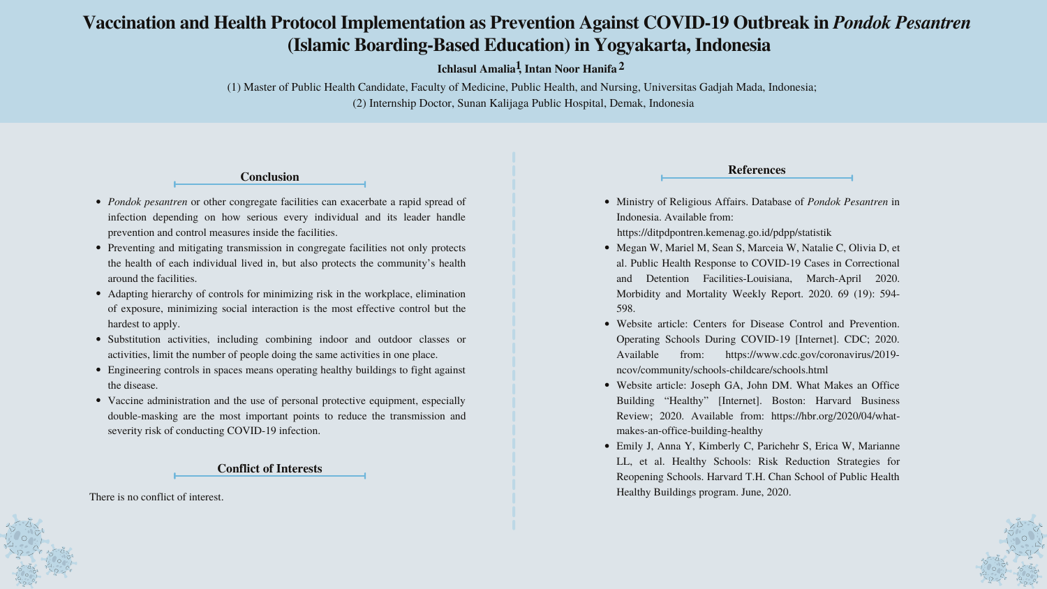# Vaccination and Health Protocol Implementation as Prevention Against COVID-19 Outbreak in *Pondok Pesantren* (Islamic Boarding-Based Education) in Yogyakarta, Indonesia

**Ichlasul Amalia[1], Intan Noor Hanifa[2]**

(1) Master of Public Health Candidate, Faculty of Medicine, Public Health, and Nursing, Universitas Gadjah Mada, Indonesia;

(2) Internship Doctor, Sunan Kalijaga Public Hospital, Demak, Indonesia

## Conclusion

- *Pondok pesantren* or other congregate facilities can exacerbate a rapid spread of infection depending on how serious every individual and its leader handle prevention and control measures inside the facilities.
- Preventing and mitigating transmission in congregate facilities not only protects the health of each individual lived in, but also protects the community's health around the facilities.
- Adapting hierarchy of controls for minimizing risk in the workplace, elimination of exposure, minimizing social interaction is the most effective control but the hardest to apply.
- Substitution activities, including combining indoor and outdoor classes or activities, limit the number of people doing the same activities in one place.
- Engineering controls in spaces means operating healthy buildings to fight against the disease.
- Vaccine administration and the use of personal protective equipment, especially double-masking are the most important points to reduce the transmission and severity risk of conducting COVID-19 infection.

## Conflict of Interests

There is no conflict of interest.

## References

- Ministry of Religious Affairs. Database of *Pondok Pesantren* in Indonesia. Available from: https://ditpdpontren.kemenag.go.id/pdpp/statistik
- Megan W, Mariel M, Sean S, Marceia W, Natalie C, Olivia D, et al. Public Health Response to COVID-19 Cases in Correctional and Detention Facilities-Louisiana, March-April 2020. Morbidity and Mortality Weekly Report. 2020. 69 (19): 594-598.
- Website article: Centers for Disease Control and Prevention. Operating Schools During COVID-19 [Internet]. CDC; 2020. Available from: https://www.cdc.gov/coronavirus/2019-ncov/community/schools-childcare/schools.html
- Website article: Joseph GA, John DM. What Makes an Office Building "Healthy" [Internet]. Boston: Harvard Business Review; 2020. Available from: https://hbr.org/2020/04/what-makes-an-office-building-healthy
- Emily J, Anna Y, Kimberly C, Parichehr S, Erica W, Marianne LL, et al. Healthy Schools: Risk Reduction Strategies for Reopening Schools. Harvard T.H. Chan School of Public Health Healthy Buildings program. June, 2020.